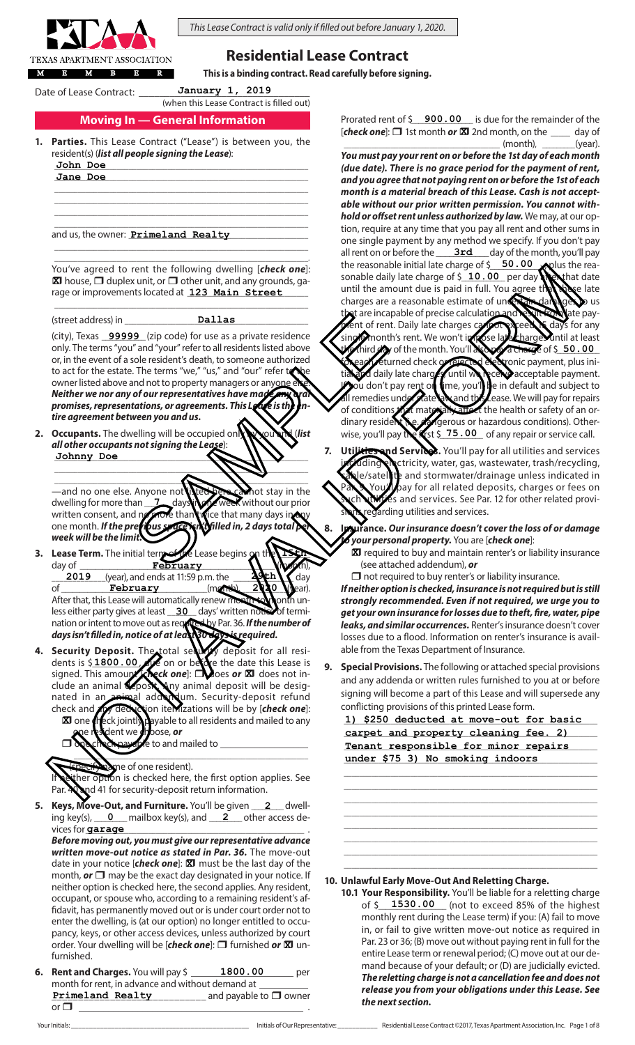*This Lease Contract is valid only if filled out before January 1, 2020.*

TEXAS APARTMENT ASSOCIATION MEMBER

# Residential Lease Contract

**This is a binding contract. Read carefully before signing.**

Date of Lease Contract: **January 1, 2019** (when this Lease Contract is filled out)

## Moving In — General Information

**1. Parties.** This Lease Contract ("Lease") is between you, the resident(s) (***list all people signing the Lease***):
**John Doe**
**Jane Doe**

and us, the owner: **Primeland Realty**

You've agreed to rent the following dwelling [***check one***]: ☒ house, ☐ duplex unit, or ☐ other unit, and any grounds, garage or improvements located at **123 Main Street** (street address) in **Dallas** (city), Texas **99999** (zip code) for use as a private residence only. The terms "you" and "your" refer to all residents listed above or, in the event of a sole resident's death, to someone authorized to act for the estate. The terms "we," "us," and "our" refer to the owner listed above and not to property managers or anyone else. ***Neither we nor any of our representatives have made any oral promises, representations, or agreements. This Lease is the entire agreement between you and us.***

**2. Occupants.** The dwelling will be occupied only by you and (***list all other occupants not signing the Lease***):
**Johnny Doe**

—and no one else. Anyone not listed here cannot stay in the dwelling for more than **7** days in one week without our prior written consent, and no more than twice that many days in any one month. ***If the previous space isn't filled in, 2 days total per week will be the limit.***

**3. Lease Term.** The initial term of the Lease begins on the **15th** day of **February** (month), **2019** (year), and ends at 11:59 p.m. the **29th** day of **February** (month), **2020** (year). After that, this Lease will automatically renew month-to-month unless either party gives at least **30** days' written notice of termination or intent to move out as required by Par. 36. ***If the number of days isn't filled in, notice of at least 30 days is required.***

**4. Security Deposit.** The total security deposit for all residents is $**1800.00**, due on or before the date this Lease is signed. This amount [***check one***]: ☐ does or ☒ does not include an animal deposit. Any animal deposit will be designated in an animal addendum. Security-deposit refund check and any deduction itemizations will be by [***check one***]:
☒ one check jointly payable to all residents and mailed to any one resident we choose, or
☐ one check payable to and mailed to ________ (specify name of one resident).
If neither option is checked here, the first option applies. See Par. 40 and 41 for security-deposit return information.

**5. Keys, Move-Out, and Furniture.** You'll be given **2** dwelling key(s), **0** mailbox key(s), and **2** other access devices for **garage**.
***Before moving out, you must give our representative advance written move-out notice as stated in Par. 36.*** The move-out date in your notice [***check one***]: ☒ must be the last day of the month, ***or*** ☐ may be the exact day designated in your notice. If neither option is checked here, the second applies. Any resident, occupant, or spouse who, according to a remaining resident's affidavit, has permanently moved out or is under court order not to enter the dwelling, is (at our option) no longer entitled to occupancy, keys, or other access devices, unless authorized by court order. Your dwelling will be [***check one***]: ☐ furnished ***or*** ☒ unfurnished.

**6. Rent and Charges.** You will pay $ **1800.00** per month for rent, in advance and without demand at **Primeland Realty** and payable to ☐ owner or ☐ ________.

Prorated rent of $ **900.00** is due for the remainder of the [***check one***]: ☐ 1st month ***or*** ☒ 2nd month, on the ____ day of ________ (month), ______ (year).
***You must pay your rent on or before the 1st day of each month (due date). There is no grace period for the payment of rent, and you agree that not paying rent on or before the 1st of each month is a material breach of this Lease. Cash is not acceptable without our prior written permission. You cannot withhold or offset rent unless authorized by law.*** We may, at our option, require at any time that you pay all rent and other sums in one single payment by any method we specify. If you don't pay all rent on or before the **3rd** day of the month, you'll pay the reasonable initial late charge of $ **50.00** plus the reasonable daily late charge of $ **10.00** per day after that date until the amount due is paid in full. You agree that these late charges are a reasonable estimate of uncertain damages to us that are incapable of precise calculation and result from late payment of rent. Daily late charges cannot exceed 15 days for any single month's rent. We won't impose late charges until at least the third day of the month. You'll also pay a charge of $ **50.00** for each returned check or rejected electronic payment, plus initial and daily late charges until we receive acceptable payment. If you don't pay rent on time, you'll be in default and subject to all remedies under state law and this Lease. We will pay for repairs of conditions that materially affect the health or safety of an ordinary resident (i.e., dangerous or hazardous conditions). Otherwise, you'll pay the first $ **75.00** of any repair or service call.

**7. Utilities and Services.** You'll pay for all utilities and services including electricity, water, gas, wastewater, trash/recycling, cable/satellite and stormwater/drainage unless indicated in Par. 9. You'll pay for all related deposits, charges or fees on such utilities and services. See Par. 12 for other related provisions regarding utilities and services.

**8. Insurance.** ***Our insurance doesn't cover the loss of or damage to your personal property.*** You are [***check one***]:
☒ required to buy and maintain renter's or liability insurance (see attached addendum), ***or***
☐ not required to buy renter's or liability insurance.
***If neither option is checked, insurance is not required but is still strongly recommended. Even if not required, we urge you to get your own insurance for losses due to theft, fire, water, pipe leaks, and similar occurrences.*** Renter's insurance doesn't cover losses due to a flood. Information on renter's insurance is available from the Texas Department of Insurance.

**9. Special Provisions.** The following or attached special provisions and any addenda or written rules furnished to you at or before signing will become a part of this Lease and will supersede any conflicting provisions of this printed Lease form.
**1) $250 deducted at move-out for basic carpet and property cleaning fee. 2) Tenant responsible for minor repairs under $75 3) No smoking indoors**

**10. Unlawful Early Move-Out And Reletting Charge.**

**10.1 Your Responsibility.** You'll be liable for a reletting charge of $ **1530.00** (not to exceed 85% of the highest monthly rent during the Lease term) if you: (A) fail to move in, or fail to give written move-out notice as required in Par. 23 or 36; (B) move out without paying rent in full for the entire Lease term or renewal period; (C) move out at our demand because of your default; or (D) are judicially evicted. ***The reletting charge is not a cancellation fee and does not release you from your obligations under this Lease. See the next section.***

Your Initials: ________ Initials of Our Representative: ________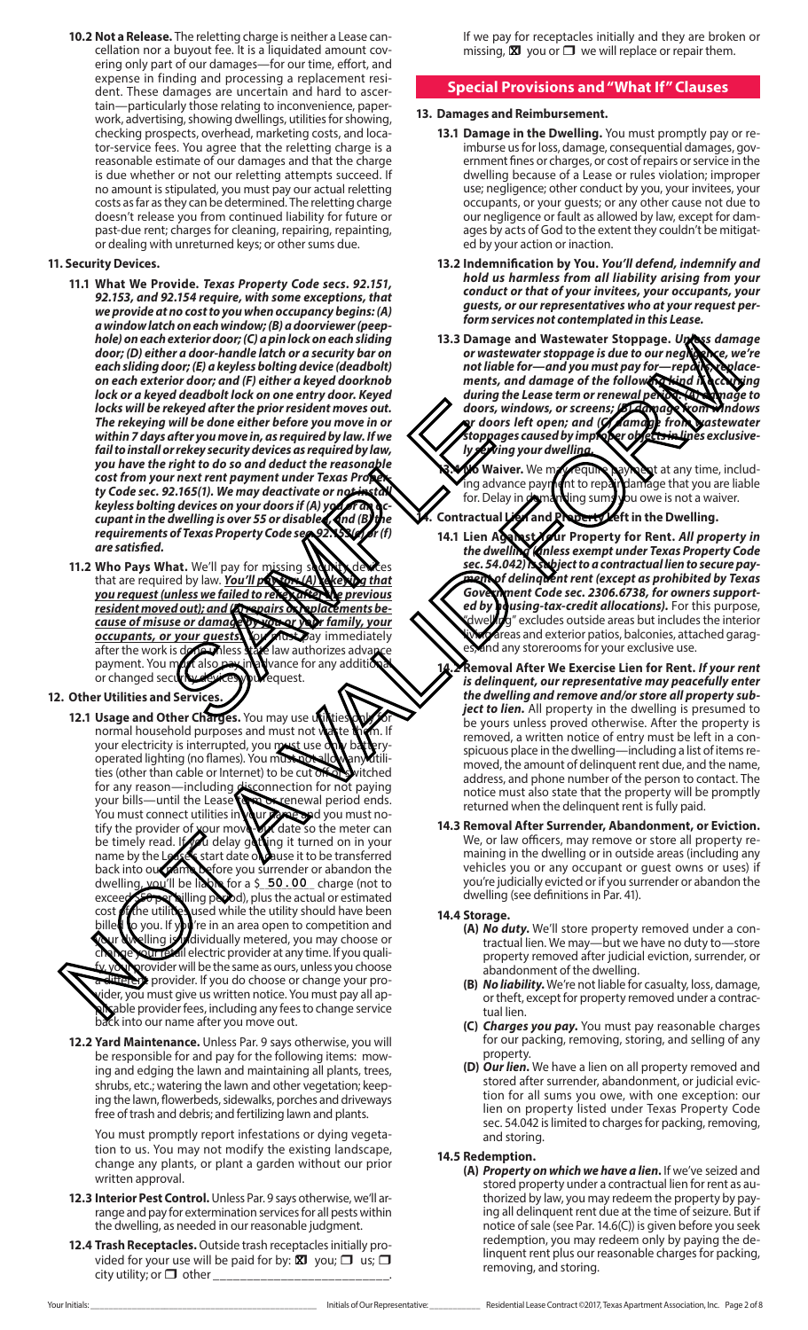**10.2 Not a Release.** The reletting charge is neither a Lease cancellation nor a buyout fee. It is a liquidated amount covering only part of our damages—for our time, effort, and expense in finding and processing a replacement resident. These damages are uncertain and hard to ascertain—particularly those relating to inconvenience, paperwork, advertising, showing dwellings, utilities for showing, checking prospects, overhead, marketing costs, and locator-service fees. You agree that the reletting charge is a reasonable estimate of our damages and that the charge is due whether or not our reletting attempts succeed. If no amount is stipulated, you must pay our actual reletting costs as far as they can be determined. The reletting charge doesn't release you from continued liability for future or past-due rent; charges for cleaning, repairing, repainting, or dealing with unreturned keys; or other sums due.

**11. Security Devices.**

**11.1 What We Provide.** ***Texas Property Code secs. 92.151, 92.153, and 92.154 require, with some exceptions, that we provide at no cost to you when occupancy begins: (A) a window latch on each window; (B) a doorviewer (peephole) on each exterior door; (C) a pin lock on each sliding door; (D) either a door-handle latch or a security bar on each sliding door; (E) a keyless bolting device (deadbolt) on each exterior door; and (F) either a keyed doorknob lock or a keyed deadbolt lock on one entry door. Keyed locks will be rekeyed after the prior resident moves out. The rekeying will be done either before you move in or within 7 days after you move in, as required by law. If we fail to install or rekey security devices as required by law, you have the right to do so and deduct the reasonable cost from your next rent payment under Texas Property Code sec. 92.165(1). We may deactivate or not install keyless bolting devices on your doors if (A) you or an occupant in the dwelling is over 55 or disabled, and (B) the requirements of Texas Property Code sec. 92.153(e) or (f) are satisfied.***

**11.2 Who Pays What.** We'll pay for missing security devices that are required by law. ***<u>You'll pay for: (A) rekeying that you request (unless we failed to rekey after the previous resident moved out); and (B) repairs or replacements because of misuse or damage by you or your family, your occupants, or your guests.</u>*** You must pay immediately after the work is done unless state law authorizes advance payment. You must also pay in advance for any additional or changed security devices you request.

**12. Other Utilities and Services.**

**12.1 Usage and Other Charges.** You may use utilities only for normal household purposes and must not waste them. If your electricity is interrupted, you must use only battery-operated lighting (no flames). You must not allow any utilities (other than cable or Internet) to be cut off or switched for any reason—including disconnection for not paying your bills—until the Lease term or renewal period ends. You must connect utilities in your name and you must notify the provider of your move-out date so the meter can be timely read. If you delay getting it turned on in your name by the Lease's start date or cause it to be transferred back into our name before you surrender or abandon the dwelling, you'll be liable for a $ **50.00** charge (not to exceed $50 per billing period), plus the actual or estimated cost of the utilities used while the utility should have been billed to you. If you're in an area open to competition and your dwelling is individually metered, you may choose or change your retail electric provider at any time. If you qualify, your provider will be the same as ours, unless you choose a different provider. If you do choose or change your provider, you must give us written notice. You must pay all applicable provider fees, including any fees to change service back into our name after you move out.

**12.2 Yard Maintenance.** Unless Par. 9 says otherwise, you will be responsible for for the following items: mowing and edging the lawn and maintaining all plants, trees, shrubs, etc.; watering the lawn and other vegetation; keeping the lawn, flowerbeds, sidewalks, porches and driveways free of trash and debris; and fertilizing lawn and plants.

You must promptly report infestations or dying vegetation to us. You may not modify the existing landscape, change any plants, or plant a garden without our prior written approval.

**12.3 Interior Pest Control.** Unless Par. 9 says otherwise, we'll arrange and pay for extermination services for all pests within the dwelling, as needed in our reasonable judgment.

**12.4 Trash Receptacles.** Outside trash receptacles initially provided for your use will be paid for by: ☒ you; ☐ us; ☐ city utility; or ☐ other \_\_\_\_\_\_\_\_\_\_\_\_\_\_\_\_\_\_\_\_\_\_\_\_.

If we pay for receptacles initially and they are broken or missing, ☒ you or ☐ we will replace or repair them.

## Special Provisions and "What If" Clauses

**13. Damages and Reimbursement.**

**13.1 Damage in the Dwelling.** You must promptly pay or reimburse us for loss, damage, consequential damages, government fines or charges, or cost of repairs or service in the dwelling because of a Lease or rules violation; improper use; negligence; other conduct by you, your invitees, your occupants, or your guests; or any other cause not due to our negligence or fault as allowed by law, except for damages by acts of God to the extent they couldn't be mitigated by your action or inaction.

**13.2 Indemnification by You.** ***You'll defend, indemnify and hold us harmless from all liability arising from your conduct or that of your invitees, your occupants, your guests, or our representatives who at your request perform services not contemplated in this Lease.***

**13.3 Damage and Wastewater Stoppage.** ***Unless damage or wastewater stoppage is due to our negligence, we're not liable for—and you must pay for—repairs, replacements, and damage of the following kind if occurring during the Lease term or renewal period: (A) damage to doors, windows, or screens; (B) damage from windows or doors left open; and (C) damage from wastewater stoppages caused by improper objects in lines exclusively serving your dwelling.***

**13.4 No Waiver.** We may require payment at any time, including advance payment to repair damage that you are liable for. Delay in demanding sums you owe is not a waiver.

**14. Contractual Lien and Property Left in the Dwelling.**

**14.1 Lien Against Your Property for Rent.** ***All property in the dwelling (unless exempt under Texas Property Code sec. 54.042) is subject to a contractual lien to secure payment of delinquent rent (except as prohibited by Texas Government Code sec. 2306.6738, for owners supported by housing-tax-credit allocations).*** For this purpose, "dwelling" excludes outside areas but includes the interior living areas and exterior patios, balconies, attached garages, and any storerooms for your exclusive use.

**14.2 Removal After We Exercise Lien for Rent.** ***If your rent is delinquent, our representative may peacefully enter the dwelling and remove and/or store all property subject to lien.*** All property in the dwelling is presumed to be yours unless proved otherwise. After the property is removed, a written notice of entry must be left in a conspicuous place in the dwelling—including a list of items removed, the amount of delinquent rent due, and the name, address, and phone number of the person to contact. The notice must also state that the property will be promptly returned when the delinquent rent is fully paid.

**14.3 Removal After Surrender, Abandonment, or Eviction.** We, or law officers, may remove or store all property remaining in the dwelling or in outside areas (including any vehicles you or any occupant or guest owns or uses) if you're judicially evicted or if you surrender or abandon the dwelling (see definitions in Par. 41).

**14.4 Storage.**

**(A)** ***No duty.*** We'll store property removed under a contractual lien. We may—but we have no duty to—store property removed after judicial eviction, surrender, or abandonment of the dwelling.

**(B)** ***No liability.*** We're not liable for casualty, loss, damage, or theft, except for property removed under a contractual lien.

**(C)** ***Charges you pay.*** You must pay reasonable charges for our packing, removing, storing, and selling of any property.

**(D)** ***Our lien.*** We have a lien on all property removed and stored after surrender, abandonment, or judicial eviction for all sums you owe, with one exception: our lien on property listed under Texas Property Code sec. 54.042 is limited to charges for packing, removing, and storing.

**14.5 Redemption.**

**(A)** ***Property on which we have a lien.*** If we've seized and stored property under a contractual lien for rent as authorized by law, you may redeem the property by paying all delinquent rent due at the time of seizure. But if notice of sale (see Par. 14.6(C)) is given before you seek redemption, you may redeem only by paying the delinquent rent plus our reasonable charges for packing, removing, and storing.

Your Initials: \_\_\_\_\_\_\_\_\_\_\_\_\_\_\_\_\_\_\_\_ Initials of Our Representative: \_\_\_\_\_\_\_\_\_\_\_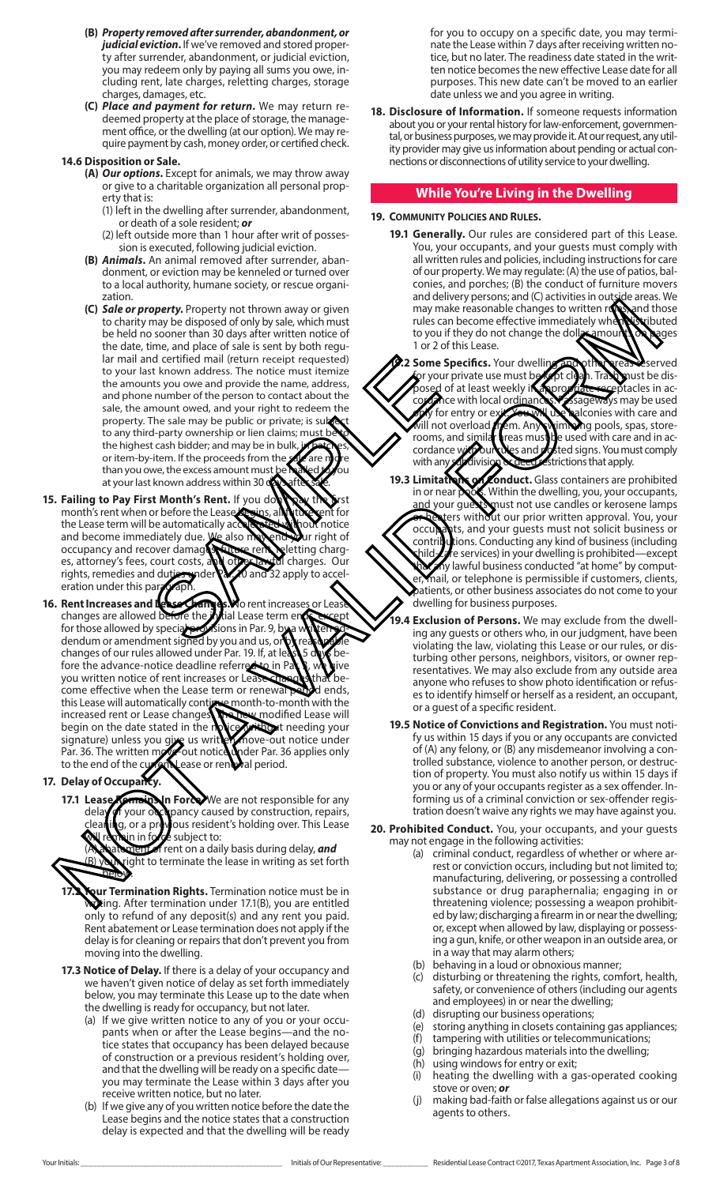**(B) *Property removed after surrender, abandonment, or judicial eviction.*** If we've removed and stored property after surrender, abandonment, or judicial eviction, you may redeem only by paying all sums you owe, including rent, late charges, reletting charges, storage charges, damages, etc.

**(C) *Place and payment for return.*** We may return redeemed property at the place of storage, the management office, or the dwelling (at our option). We may require payment by cash, money order, or certified check.

**14.6 Disposition or Sale.**

**(A) *Our options.*** Except for animals, we may throw away or give to a charitable organization all personal property that is:

(1) left in the dwelling after surrender, abandonment, or death of a sole resident; ***or***

(2) left outside more than 1 hour after writ of possession is executed, following judicial eviction.

**(B) *Animals.*** An animal removed after surrender, abandonment, or eviction may be kenneled or turned over to a local authority, humane society, or rescue organization.

**(C) *Sale or property.*** Property not thrown away or given to charity may be disposed of only by sale, which must be held no sooner than 30 days after written notice of the date, time, and place of sale is sent by both regular mail and certified mail (return receipt requested) to your last known address. The notice must itemize the amounts you owe and provide the name, address, and phone number of the person to contact about the sale, the amount owed, and your right to redeem the property. The sale may be public or private; is subject to any third-party ownership or lien claims; must be to the highest cash bidder; and may be in bulk, in batches, or item-by-item. If the proceeds from the sale are more than you owe, the excess amount must be mailed to you at your last known address within 30 days after sale.

**15. Failing to Pay First Month's Rent.** If you don't pay the first month's rent when or before the Lease begins, all future rent for the Lease term will be automatically accelerated without notice and become immediately due. We also may end your right of occupancy and recover damages, future rent, reletting charges, attorney's fees, court costs, and other lawful charges. Our rights, remedies and duties under Par. 10 and 32 apply to acceleration under this paragraph.

**16. Rent Increases and Lease Changes.** No rent increases or Lease changes are allowed before the initial Lease term ends, except for those allowed by special provisions in Par. 9, by a written addendum or amendment signed by you and us, or by reasonable changes of our rules allowed under Par. 19. If, at least 5 days before the advance-notice deadline referred to in Par. 3, we give you written notice of rent increases or Lease changes that become effective when the Lease term or renewal period ends, this Lease will automatically continue month-to-month with the increased rent or Lease changes. The new modified Lease will begin on the date stated in the notice (without needing your signature) unless you give us written move-out notice under Par. 36. The written move-out notice under Par. 36 applies only to the end of the current Lease or renewal period.

**17. Delay of Occupancy.**

**17.1 Lease Remains In Force.** We are not responsible for any delay of your occupancy caused by construction, repairs, cleaning, or a previous resident's holding over. This Lease will remain in force subject to:

(A) abatement of rent on a daily basis during delay, ***and***

(B) your right to terminate the lease in writing as set forth below.

**17.2 Your Termination Rights.** Termination notice must be in writing. After termination under 17.1(B), you are entitled only to refund of any deposit(s) and any rent you paid. Rent abatement or Lease termination does not apply if the delay is for cleaning or repairs that don't prevent you from moving into the dwelling.

**17.3 Notice of Delay.** If there is a delay of your occupancy and we haven't given notice of delay as set forth immediately below, you may terminate this Lease up to the date when the dwelling is ready for occupancy, but not later.

(a) If we give written notice to any of you or your occupants when or after the Lease begins—and the notice states that occupancy has been delayed because of construction or a previous resident's holding over, and that the dwelling will be ready on a specific date—you may terminate the Lease within 3 days after you receive written notice, but no later.

(b) If we give any of you written notice before the date the Lease begins and the notice states that a construction delay is expected and that the dwelling will be ready for you to occupy on a specific date, you may terminate the Lease within 7 days after receiving written notice, but no later. The readiness date stated in the written notice becomes the new effective Lease date for all purposes. This new date can't be moved to an earlier date unless we and you agree in writing.

**18. Disclosure of Information.** If someone requests information about you or your rental history for law-enforcement, governmental, or business purposes, we may provide it. At our request, any utility provider may give us information about pending or actual connections or disconnections of utility service to your dwelling.

## While You're Living in the Dwelling

**19. Community Policies and Rules.**

**19.1 Generally.** Our rules are considered part of this Lease. You, your occupants, and your guests must comply with all written rules and policies, including instructions for care of our property. We may regulate: (A) the use of patios, balconies, and porches; (B) the conduct of furniture movers and delivery persons; and (C) activities in outside areas. We may make reasonable changes to written rules, and those rules can become effective immediately when distributed to you if they do not change the dollar amounts on pages 1 or 2 of this Lease.

**19.2 Some Specifics.** Your dwelling and other areas reserved for your private use must be kept clean. Trash must be disposed of at least weekly in appropriate receptacles in accordance with local ordinances. Passageways may be used only for entry or exit. You will use balconies with care and will not overload them. Any swimming pools, spas, storerooms, and similar areas must be used with care and in accordance with our rules and posted signs. You must comply with any subdivision or deed restrictions that apply.

**19.3 Limitations on Conduct.** Glass containers are prohibited in or near pools. Within the dwelling, you, your occupants, and your guests must not use candles or kerosene lamps or heaters without our prior written approval. You, your occupants, and your guests must not solicit business or contributions. Conducting any kind of business (including child-care services) in your dwelling is prohibited—except that any lawful business conducted "at home" by computer, mail, or telephone is permissible if customers, clients, patients, or other business associates do not come to your dwelling for business purposes.

**19.4 Exclusion of Persons.** We may exclude from the dwelling any guests or others who, in our judgment, have been violating the law, violating this Lease or our rules, or disturbing other persons, neighbors, visitors, or owner representatives. We may also exclude from any outside area anyone who refuses to show photo identification or refuses to identify himself or herself as a resident, an occupant, or a guest of a specific resident.

**19.5 Notice of Convictions and Registration.** You must notify us within 15 days if you or any occupants are convicted of (A) any felony, or (B) any misdemeanor involving a controlled substance, violence to another person, or destruction of property. You must also notify us within 15 days if you or any of your occupants register as a sex offender. Informing us of a criminal conviction or sex-offender registration doesn't waive any rights we may have against you.

**20. Prohibited Conduct.** You, your occupants, and your guests may not engage in the following activities:

(a) criminal conduct, regardless of whether or where arrest or conviction occurs, including but not limited to; manufacturing, delivering, or possessing a controlled substance or drug paraphernalia; engaging in or threatening violence; possessing a weapon prohibited by law; discharging a firearm in or near the dwelling; or, except when allowed by law, displaying or possessing a gun, knife, or other weapon in an outside area, or in a way that may alarm others;

(b) behaving in a loud or obnoxious manner;

(c) disturbing or threatening the rights, comfort, health, safety, or convenience of others (including our agents and employees) in or near the dwelling;

(d) disrupting our business operations;

(e) storing anything in closets containing gas appliances;

(f) tampering with utilities or telecommunications;

(g) bringing hazardous materials into the dwelling;

(h) using windows for entry or exit;

(i) heating the dwelling with a gas-operated cooking stove or oven; ***or***

(j) making bad-faith or false allegations against us or our agents to others.

Your Initials: \_\_\_\_\_\_\_\_\_\_ Initials of Our Representative: \_\_\_\_\_\_\_\_\_\_ Residential Lease Contract ©2017, Texas Apartment Association, Inc.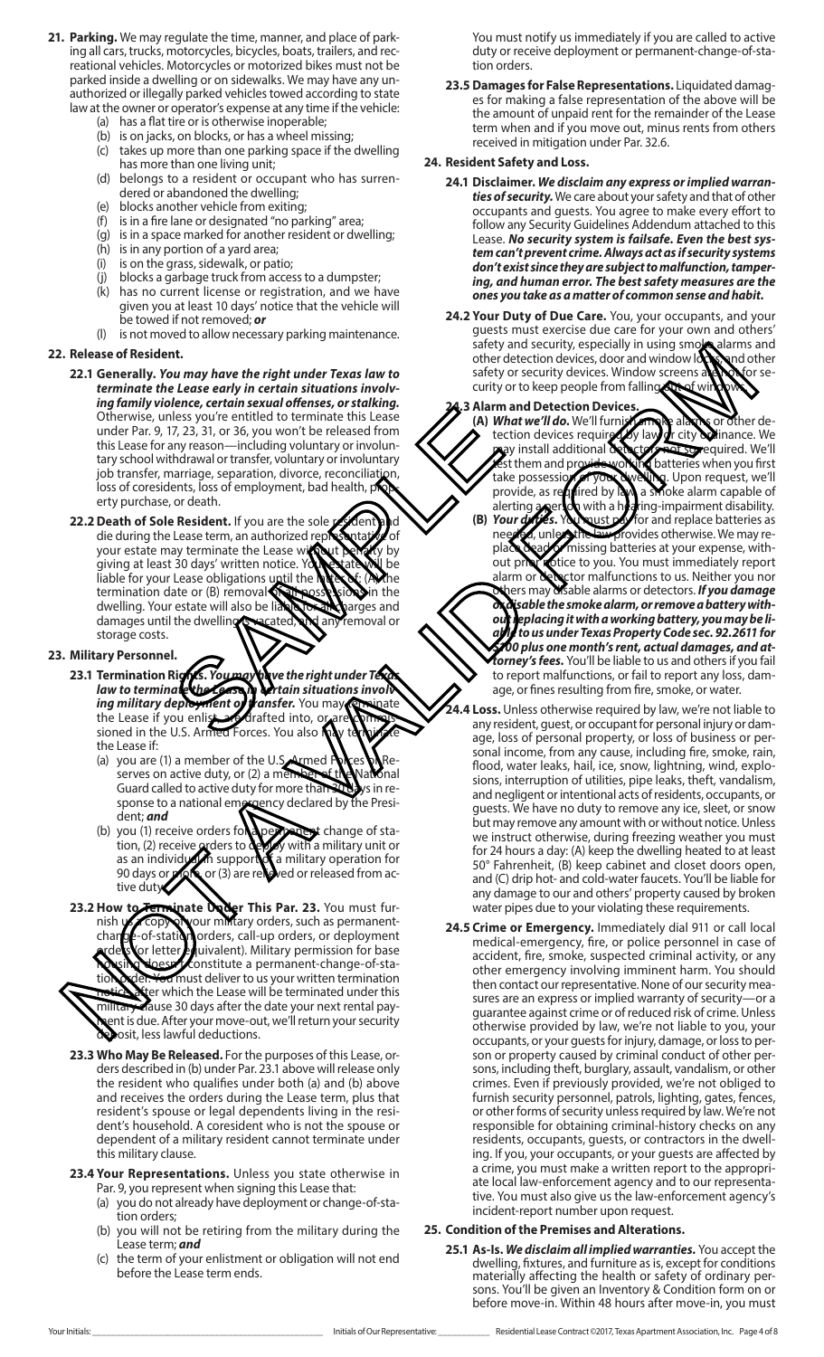**21. Parking.** We may regulate the time, manner, and place of parking all cars, trucks, motorcycles, bicycles, boats, trailers, and recreational vehicles. Motorcycles or motorized bikes must not be parked inside a dwelling or on sidewalks. We may have any unauthorized or illegally parked vehicles towed according to state law at the owner or operator's expense at any time if the vehicle:

(a) has a flat tire or is otherwise inoperable;
(b) is on jacks, on blocks, or has a wheel missing;
(c) takes up more than one parking space if the dwelling has more than one living unit;
(d) belongs to a resident or occupant who has surrendered or abandoned the dwelling;
(e) blocks another vehicle from exiting;
(f) is in a fire lane or designated "no parking" area;
(g) is in a space marked for another resident or dwelling;
(h) is in any portion of a yard area;
(i) is on the grass, sidewalk, or patio;
(j) blocks a garbage truck from access to a dumpster;
(k) has no current license or registration, and we have given you at least 10 days' notice that the vehicle will be towed if not removed; *or*
(l) is not moved to allow necessary parking maintenance.

**22. Release of Resident.**

**22.1 Generally.** ***You may have the right under Texas law to terminate the Lease early in certain situations involving family violence, certain sexual offenses, or stalking.*** Otherwise, unless you're entitled to terminate this Lease under Par. 9, 17, 23, 31, or 36, you won't be released from this Lease for any reason—including voluntary or involuntary school withdrawal or transfer, voluntary or involuntary job transfer, marriage, separation, divorce, reconciliation, loss of coresidents, loss of employment, bad health, property purchase, or death.

**22.2 Death of Sole Resident.** If you are the sole resident and die during the Lease term, an authorized representative of your estate may terminate the Lease without penalty by giving at least 30 days' written notice. Your estate will be liable for your Lease obligations until the later of: (A) the termination date or (B) removal of all possessions in the dwelling. Your estate will also be liable for all charges and damages until the dwelling is vacated, and any removal or storage costs.

**23. Military Personnel.**

**23.1 Termination Rights.** ***You may have the right under Texas law to terminate the Lease in certain situations involving military deployment or transfer.*** You may terminate the Lease if you enlist, are drafted into, or are commissioned in the U.S. Armed Forces. You also may terminate the Lease if:

(a) you are (1) a member of the U.S. Armed Forces or Reserves on active duty, or (2) a member of the National Guard called to active duty for more than 30 days in response to a national emergency declared by the President; *and*
(b) you (1) receive orders for a permanent change of station, (2) receive orders to deploy with a military unit or as an individual in support of a military operation for 90 days or more, or (3) are relieved or released from active duty.

**23.2 How to Terminate Under This Par. 23.** You must furnish us a copy of your military orders, such as permanent-change-of-station orders, call-up orders, or deployment orders (or letter equivalent). Military permission for base housing doesn't constitute a permanent-change-of-station order. You must deliver to us your written termination notice, after which the Lease will be terminated under this military clause 30 days after the date your next rental payment is due. After your move-out, we'll return your security deposit, less lawful deductions.

**23.3 Who May Be Released.** For the purposes of this Lease, orders described in (b) under Par. 23.1 above will release only the resident who qualifies under both (a) and (b) above and receives the orders during the Lease term, plus that resident's spouse or legal dependents living in the resident's household. A coresident who is not the spouse or dependent of a military resident cannot terminate under this military clause.

**23.4 Your Representations.** Unless you state otherwise in Par. 9, you represent when signing this Lease that:

(a) you do not already have deployment or change-of-station orders;
(b) you will not be retiring from the military during the Lease term; *and*
(c) the term of your enlistment or obligation will not end before the Lease term ends.

You must notify us immediately if you are called to active duty or receive deployment or permanent-change-of-station orders.

**23.5 Damages for False Representations.** Liquidated damages for making a false representation of the above will be the amount of unpaid rent for the remainder of the Lease term when and if you move out, minus rents from others received in mitigation under Par. 32.6.

**24. Resident Safety and Loss.**

**24.1 Disclaimer.** ***We disclaim any express or implied warranties of security.*** We care about your safety and that of other occupants and guests. You agree to make every effort to follow any Security Guidelines Addendum attached to this Lease. ***No security system is failsafe. Even the best system can't prevent crime. Always act as if security systems don't exist since they are subject to malfunction, tampering, and human error. The best safety measures are the ones you take as a matter of common sense and habit.***

**24.2 Your Duty of Due Care.** You, your occupants, and others' guests must exercise due care for your own and others' safety and security, especially in using smoke alarms and other detection devices, door and window locks, and other safety or security devices. Window screens are not for security or to keep people from falling out of windows.

**24.3 Alarm and Detection Devices.**

**(A)** ***What we'll do.*** We'll furnish smoke alarms or other detection devices required by law or city ordinance. We may install additional detectors not so required. We'll test them and provide working batteries when you first take possession of your dwelling. Upon request, we'll provide, as required by law, a smoke alarm capable of alerting a person with a hearing-impairment disability.

**(B)** ***Your duties.*** You must pay for and replace batteries as needed, unless the law provides otherwise. We may replace dead or missing batteries at your expense, without prior notice to you. You must immediately report alarm or detector malfunctions to us. Neither you nor others may disable alarms or detectors. ***If you damage or disable the smoke alarm, or remove a battery without replacing it with a working battery, you may be liable to us under Texas Property Code sec. 92.2611 for $100 plus one month's rent, actual damages, and attorney's fees.*** You'll be liable to us and others if you fail to report malfunctions, or fail to report any loss, damage, or fines resulting from fire, smoke, or water.

**24.4 Loss.** Unless otherwise required by law, we're not liable to any resident, guest, or occupant for personal injury or damage, loss of personal property, or loss of business or personal income, from any cause, including fire, smoke, rain, flood, water leaks, hail, ice, snow, lightning, wind, explosions, interruption of utilities, pipe leaks, theft, vandalism, and negligent or intentional acts of residents, occupants, or guests. We have no duty to remove any ice, sleet, or snow but may remove any amount with or without notice. Unless we instruct otherwise, during freezing weather you must for 24 hours a day: (A) keep the dwelling heated to at least 50° Fahrenheit, (B) keep cabinet and closet doors open, and (C) drip hot- and cold-water faucets. You'll be liable for any damage to our and others' property caused by broken water pipes due to your violating these requirements.

**24.5 Crime or Emergency.** Immediately dial 911 or call local medical-emergency, fire, or police personnel in case of accident, fire, smoke, suspected criminal activity, or any other emergency involving imminent harm. You should then contact our representative. None of our security measures are an express or implied warranty of security—or a guarantee against crime or of reduced risk of crime. Unless otherwise provided by law, we're not liable to you, your occupants, or your guests for injury, damage, or loss to person or property caused by criminal conduct of other persons, including theft, burglary, assault, vandalism, or other crimes. Even if previously provided, we're not obliged to furnish security personnel, patrols, lighting, gates, fences, or other forms of security unless required by law. We're not responsible for obtaining criminal-history checks on any residents, occupants, guests, or contractors in the dwelling. If you, your occupants, or your guests are affected by a crime, you must make a written report to the appropriate local law-enforcement agency and to our representative. You must also give us the law-enforcement agency's incident-report number upon request.

**25. Condition of the Premises and Alterations.**

**25.1 As-Is.** ***We disclaim all implied warranties.*** You accept the dwelling, fixtures, and furniture as is, except for conditions materially affecting the health or safety of ordinary persons. You'll be given an Inventory & Condition form on or before move-in. Within 48 hours after move-in, you must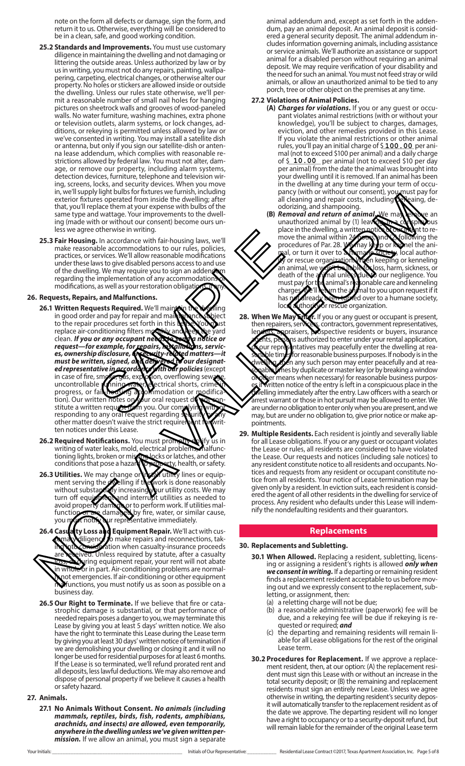note on the form all defects or damage, sign the form, and return it to us. Otherwise, everything will be considered to be in a clean, safe, and good working condition.

**25.2 Standards and Improvements.** You must use customary diligence in maintaining the dwelling and not damaging or littering the outside areas. Unless authorized by law or by us in writing, you must not do any repairs, painting, wallpapering, carpeting, electrical changes, or otherwise alter our property. No holes or stickers are allowed inside or outside the dwelling. Unless our rules state otherwise, we'll permit a reasonable number of small nail holes for hanging pictures on sheetrock walls and grooves of wood-paneled walls. No water furniture, washing machines, extra phone or television outlets, alarm systems, or lock changes, additions, or rekeying is permitted unless allowed by law or we've consented in writing. You may install a satellite dish or antenna, but only if you sign our satellite-dish or antenna lease addendum, which complies with reasonable restrictions allowed by federal law. You must not alter, damage, or remove our property, including alarm systems, detection devices, furniture, telephone and television wiring, screens, locks, and security devices. When you move in, we'll supply light bulbs for fixtures we furnish, including exterior fixtures operated from inside the dwelling; after that, you'll replace them at your expense with bulbs of the same type and wattage. Your improvements to the dwelling (made with or without our consent) become ours unless we agree otherwise in writing.

**25.3 Fair Housing.** In accordance with fair-housing laws, we'll make reasonable accommodations to our rules, policies, practices, or services. We'll allow reasonable modifications under these laws to give disabled persons access to and use of the dwelling. We may require you to sign an addendum regarding the implementation of any accommodations or modifications, as well as your restoration obligations, if any.

## 26. Requests, Repairs, and Malfunctions.

**26.1 Written Requests Required.** We'll maintain the dwelling in good order and pay for repair and maintenance subject to the repair procedures set forth in this Lease. You must replace air-conditioning filters monthly and keep the yard clean. ***If you or any occupant needs to send a notice or request—for example, for repairs, installations, services, ownership disclosure, or security-related matters—it must be written, signed, and delivered to our designated representative in accordance with our policies*** (except in case of fire, smoke, gas, explosion, overflowing sewage, uncontrollable running water, electrical shorts, crime in progress, or fair housing accommodation or modification). Our written notes on your oral request do not constitute a written request from you. Our complying with or responding to any oral request regarding security or any other matter doesn't waive the strict requirement for written notices under this Lease.

**26.2 Required Notifications.** You must promptly notify us in writing of water leaks, mold, electrical problems, malfunctioning lights, broken or missing locks or latches, and other conditions that pose a hazard to property, health, or safety.

**26.3 Utilities.** We may change or install utility lines or equipment serving the dwelling if the work is done reasonably without substantially increasing your utility costs. We may turn off equipment and interrupt utilities as needed to avoid property damage or to perform work. If utilities malfunction or are damaged by fire, water, or similar cause, you must notify our representative immediately.

**26.4 Casualty Loss and Equipment Repair.** We'll act with customary diligence to make repairs and reconnections, taking into consideration when casualty-insurance proceeds are received. Unless required by statute, after a casualty loss, or during equipment repair, your rent will not abate in whole or in part. Air-conditioning problems are normally not emergencies. If air-conditioning or other equipment malfunctions, you must notify us as soon as possible on a business day.

**26.5 Our Right to Terminate.** If we believe that fire or catastrophic damage is substantial, or that performance of needed repairs poses a danger to you, we may terminate this Lease by giving you at least 5 days' written notice. We also have the right to terminate this Lease during the Lease term by giving you at least 30 days' written notice of termination if we are demolishing your dwelling or closing it and it will no longer be used for residential purposes for at least 6 months. If the Lease is so terminated, we'll refund prorated rent and all deposits, less lawful deductions. We may also remove and dispose of personal property if we believe it causes a health or safety hazard.

## 27. Animals.

**27.1 No Animals Without Consent.** ***No animals (including mammals, reptiles, birds, fish, rodents, amphibians, arachnids, and insects) are allowed, even temporarily, anywhere in the dwelling unless we've given written permission.*** If we allow an animal, you must sign a separate animal addendum and, except as set forth in the addendum, pay an animal deposit. An animal deposit is considered a general security deposit. The animal addendum includes information governing animals, including assistance or service animals. We'll authorize an assistance or support animal for a disabled person without requiring an animal deposit. We may require verification of your disability and the need for such an animal. You must not feed stray or wild animals, or allow an unauthorized animal to be tied to any porch, tree or other object on the premises at any time.

**27.2 Violations of Animal Policies.**

**(A) *Charges for violations.*** If you or any guest or occupant violates animal restrictions (with or without your knowledge), you'll be subject to charges, damages, eviction, and other remedies provided in this Lease. If you violate the animal restrictions or other animal rules, you'll pay an initial charge of $ 100.00 per animal (not to exceed $100 per animal) and a daily charge of $ 10.00 per animal (not to exceed $10 per day per animal) from the date the animal was brought into your dwelling until it is removed. If an animal has been in the dwelling at any time during your term of occupancy (with or without our consent), you must pay for all cleaning and repair costs, including defleaing, deodorizing, and shampooing.

**(B) *Removal and return of animal.*** We may remove an unauthorized animal by (1) leaving in a conspicuous place in the dwelling, a written notice of our intent to remove the animal within 24 hours; and (2) following the procedures of Par. 28. We may keep or kennel the animal, or turn it over to a humane society, local authority or rescue organization. When keeping or kenneling an animal, we won't be liable for loss, harm, sickness, or death of the animal unless due to our negligence. You must pay for the animal's reasonable care and kenneling charges. We'll return the animal to you upon request if it has not already been turned over to a humane society, local authority or rescue organization.

**28. When We May Enter.** If you or any guest or occupant is present, then repairers, servicers, contractors, government representatives, lenders, appraisers, prospective residents or buyers, insurance agents, persons authorized to enter under your rental application, or our representatives may peacefully enter the dwelling at reasonable times for reasonable business purposes. If nobody is in the dwelling, then any such person may enter peacefully and at reasonable times by duplicate or master key (or by breaking a window or other means when necessary) for reasonable business purposes if written notice of the entry is left in a conspicuous place in the dwelling immediately after the entry. Law officers with a search or arrest warrant or those in hot pursuit may be allowed to enter. We are under no obligation to enter only when you are present, and we may, but are under no obligation to, give prior notice or make appointments.

**29. Multiple Residents.** Each resident is jointly and severally liable for all Lease obligations. If you or any guest or occupant violates the Lease or rules, all residents are considered to have violated the Lease. Our requests and notices (including sale notices) to any resident constitute notice to all residents and occupants. Notices and requests from any resident or occupant constitute notice from all residents. Your notice of Lease termination may be given only by a resident. In eviction suits, each resident is considered the agent of all other residents in the dwelling for service of process. Any resident who defaults under this Lease will indemnify the nondefaulting residents and their guarantors.

# Replacements

## 30. Replacements and Subletting.

**30.1 When Allowed.** Replacing a resident, subletting, licensing or assigning a resident's rights is allowed ***only when we consent in writing.*** If a departing or remaining resident finds a replacement resident acceptable to us before moving out and we expressly consent to the replacement, subletting, or assignment, then:

(a) a reletting charge will not be due;

(b) a reasonable administrative (paperwork) fee will be due, and a rekeying fee will be due if rekeying is requested or required; ***and***

(c) the departing and remaining residents will remain liable for all Lease obligations for the rest of the original Lease term.

**30.2 Procedures for Replacement.** If we approve a replacement resident, then, at our option: (A) the replacement resident must sign this Lease with or without an increase in the total security deposit; or (B) the remaining and replacement residents must sign an entirely new Lease. Unless we agree otherwise in writing, the departing resident's security deposit will automatically transfer to the replacement resident as of the date we approve. The departing resident will no longer have a right to occupancy or to a security-deposit refund, but will remain liable for the remainder of the original Lease term

Your Initials: \_\_\_\_\_\_\_\_\_\_ Initials of Our Representative: \_\_\_\_\_\_\_\_\_\_ Residential Lease Contract ©2017, Texas Apartment Association, Inc.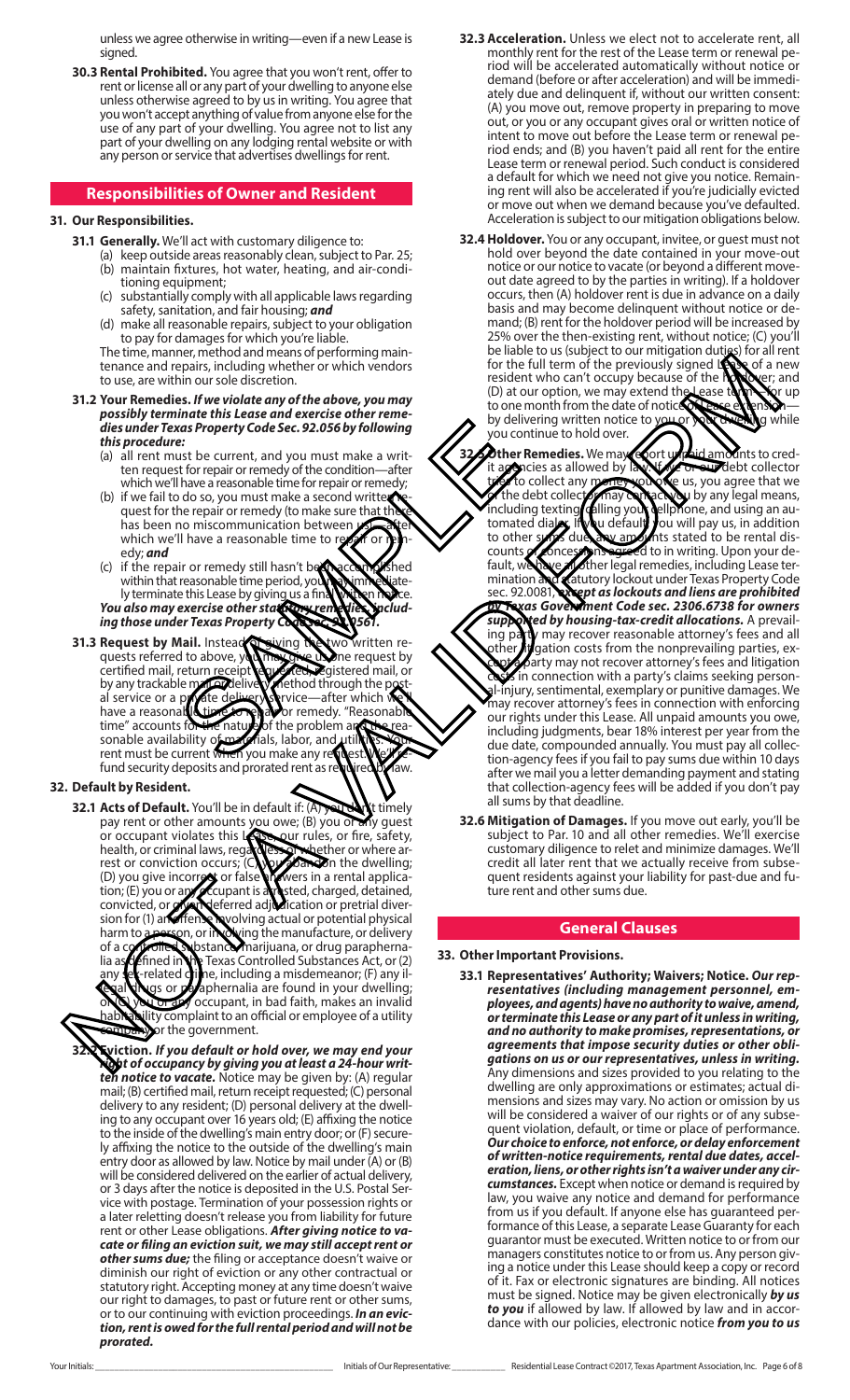unless we agree otherwise in writing—even if a new Lease is signed.

**30.3 Rental Prohibited.** You agree that you won't rent, offer to rent or license all or any part of your dwelling to anyone else unless otherwise agreed to by us in writing. You agree that you won't accept anything of value from anyone else for the use of any part of your dwelling. You agree not to list any part of your dwelling on any lodging rental website or with any person or service that advertises dwellings for rent.

## Responsibilities of Owner and Resident

### 31. Our Responsibilities.

**31.1 Generally.** We'll act with customary diligence to:

(a) keep outside areas reasonably clean, subject to Par. 25;
(b) maintain fixtures, hot water, heating, and air-conditioning equipment;
(c) substantially comply with all applicable laws regarding safety, sanitation, and fair housing; ***and***
(d) make all reasonable repairs, subject to your obligation to pay for damages for which you're liable.

The time, manner, method and means of performing maintenance and repairs, including whether or which vendors to use, are within our sole discretion.

**31.2 Your Remedies.** ***If we violate any of the above, you may possibly terminate this Lease and exercise other remedies under Texas Property Code Sec. 92.056 by following this procedure:***

(a) all rent must be current, and you must make a written request for repair or remedy of the condition—after which we'll have a reasonable time for repair or remedy;
(b) if we fail to do so, you must make a second written request for the repair or remedy (to make sure that there has been no miscommunication between us)—after which we'll have a reasonable time to repair or remedy; ***and***
(c) if the repair or remedy still hasn't been accomplished within that reasonable time period, you may immediately terminate this Lease by giving us a final written notice.

***You also may exercise other statutory remedies, including those under Texas Property Code Sec. 92.0561.***

**31.3 Request by Mail.** Instead of giving the two written requests referred to above, you may give us one request by certified mail, return receipt requested, registered mail, or by any trackable mail or delivery method through the postal service or a private delivery service—after which we'll have a reasonable time to repair or remedy. "Reasonable time" accounts for the nature of the problem and the reasonable availability of materials, labor, and utilities. Your rent must be current when you make any request. We'll refund security deposits and prorated rent as required by law.

### 32. Default by Resident.

**32.1 Acts of Default.** You'll be in default if: (A) you don't timely pay rent or other amounts you owe; (B) you or any guest or occupant violates this Lease, our rules, or fire, safety, health, or criminal laws, regardless of whether or where arrest or conviction occurs; (C) you abandon the dwelling; (D) you give incorrect or false answers in a rental application; (E) you or any occupant is arrested, charged, detained, convicted, or given deferred adjudication or pretrial diversion for (1) an offense involving actual or potential physical harm to a person, or involving the manufacture, or delivery of a controlled substance, marijuana, or drug paraphernalia as defined in the Texas Controlled Substances Act, or (2) any sex-related crime, including a misdemeanor; (F) any illegal drugs or paraphernalia are found in your dwelling; or (G) you or any occupant, in bad faith, makes an invalid habitability complaint to an official or employee of a utility company or the government.

**32.2 Eviction.** ***If you default or hold over, we may end your right of occupancy by giving you at least a 24-hour written notice to vacate.*** Notice may be given by: (A) regular mail; (B) certified mail, return receipt requested; (C) personal delivery to any resident; (D) personal delivery at the dwelling to any occupant over 16 years old; (E) affixing the notice to the inside of the dwelling's main entry door; or (F) securely affixing the notice to the outside of the dwelling's main entry door as allowed by law. Notice by mail under (A) or (B) will be considered delivered on the earlier of actual delivery, or 3 days after the notice is deposited in the U.S. Postal Service with postage. Termination of your possession rights or a later reletting doesn't release you from liability for future rent or other Lease obligations. ***After giving notice to vacate or filing an eviction suit, we may still accept rent or other sums due;*** the filing or acceptance doesn't waive or diminish our right of eviction or any other contractual or statutory right. Accepting money at any time doesn't waive our right to damages, to past or future rent or other sums, or to our continuing with eviction proceedings. ***In an eviction, rent is owed for the full rental period and will not be prorated.***

**32.3 Acceleration.** Unless we elect not to accelerate rent, all monthly rent for the rest of the Lease term or renewal period will be accelerated automatically without notice or demand (before or after acceleration) and will be immediately due and delinquent if, without our written consent: (A) you move out, remove property in preparing to move out, or you or any occupant gives oral or written notice of intent to move out before the Lease term or renewal period ends; and (B) you haven't paid all rent for the entire Lease term or renewal period. Such conduct is considered a default for which we need not give you notice. Remaining rent will also be accelerated if you're judicially evicted or move out when we demand because you've defaulted. Acceleration is subject to our mitigation obligations below.

**32.4 Holdover.** You or any occupant, invitee, or guest must not hold over beyond the date contained in your move-out notice or our notice to vacate (or beyond a different move-out date agreed to by the parties in writing). If a holdover occurs, then (A) holdover rent is due in advance on a daily basis and may become delinquent without notice or demand; (B) rent for the holdover period will be increased by 25% over the then-existing rent, without notice; (C) you'll be liable to us (subject to our mitigation duties) for all rent for the full term of the previously signed Lease of a new resident who can't occupy because of the holdover; and (D) at our option, we may extend the Lease term—for up to one month from the date of notice of Lease extension—by delivering written notice to you or your dwelling while you continue to hold over.

**32.5 Other Remedies.** We may report unpaid amounts to credit agencies as allowed by law. If we or our debt collector tries to collect any money you owe us, you agree that we or the debt collector may contact you by any legal means, including texting, calling your cellphone, and using an automated dialer. If you default, you will pay us, in addition to other sums due, any amounts stated to be rental discounts or concessions agreed to in writing. Upon your default, we have all other legal remedies, including Lease termination and statutory lockout under Texas Property Code sec. 92.0081, ***except as lockouts and liens are prohibited by Texas Government Code sec. 2306.6738 for owners supported by housing-tax-credit allocations.*** A prevailing party may recover reasonable attorney's fees and all other litigation costs from the nonprevailing parties, except a party may not recover attorney's fees and litigation costs in connection with a party's claims seeking personal-injury, sentimental, exemplary or punitive damages. We may recover attorney's fees in connection with enforcing our rights under this Lease. All unpaid amounts you owe, including judgments, bear 18% interest per year from the due date, compounded annually. You must pay all collection-agency fees if you fail to pay sums due within 10 days after we mail you a letter demanding payment and stating that collection-agency fees will be added if you don't pay all sums by that deadline.

**32.6 Mitigation of Damages.** If you move out early, you'll be subject to Par. 10 and all other remedies. We'll exercise customary diligence to relet and minimize damages. We'll credit all later rent that we actually receive from subsequent residents against your liability for past-due and future rent and other sums due.

## General Clauses

### 33. Other Important Provisions.

**33.1 Representatives' Authority; Waivers; Notice.** ***Our representatives (including management personnel, employees, and agents) have no authority to waive, amend, or terminate this Lease or any part of it unless in writing, and no authority to make promises, representations, or agreements that impose security duties or other obligations on us or our representatives, unless in writing.*** Any dimensions and sizes provided to you relating to the dwelling are only approximations or estimates; actual dimensions and sizes may vary. No action or omission by us will be considered a waiver of our rights or of any subsequent violation, default, or time or place of performance. ***Our choice to enforce, not enforce, or delay enforcement of written-notice requirements, rental due dates, acceleration, liens, or other rights isn't a waiver under any circumstances.*** Except when notice or demand is required by law, you waive any notice and demand for performance from us if you default. If anyone else has guaranteed performance of this Lease, a separate Lease Guaranty for each guarantor must be executed. Written notice to or from our managers constitutes notice to or from us. Any person giving a notice under this Lease should keep a copy or record of it. Fax or electronic signatures are binding. All notices must be signed. Notice may be given electronically ***by us to you*** if allowed by law. If allowed by law and in accordance with our policies, electronic notice ***from you to us***

Your Initials: ______________ Initials of Our Representative: ______________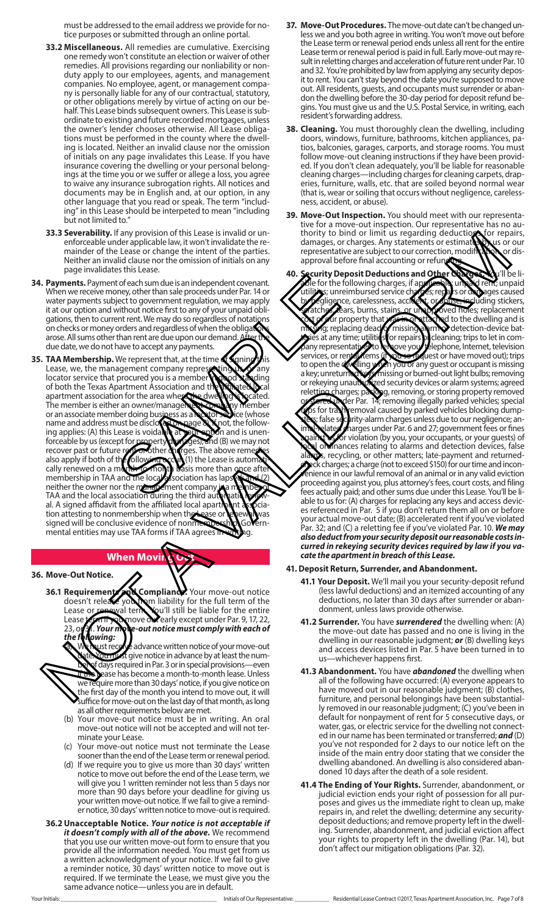must be addressed to the email address we provide for notice purposes or submitted through an online portal.

**33.2 Miscellaneous.** All remedies are cumulative. Exercising one remedy won't constitute an election or waiver of other remedies. All provisions regarding our nonliability or nonduty apply to our employees, agents, and management companies. No employee, agent, or management company is personally liable for any of our contractual, statutory, or other obligations merely by virtue of acting on our behalf. This Lease binds subsequent owners. This Lease is subordinate to existing and future recorded mortgages, unless the owner's lender chooses otherwise. All Lease obligations must be performed in the county where the dwelling is located. Neither an invalid clause nor the omission of initials on any page invalidates this Lease. If you have insurance covering the dwelling or your personal belongings at the time you or we suffer or allege a loss, you agree to waive any insurance subrogation rights. All notices and documents may be in English and, at our option, in any other language that you read or speak. The term "including" in this Lease should be interpreted to mean "including but not limited to."

**33.3 Severability.** If any provision of this Lease is invalid or unenforceable under applicable law, it won't invalidate the remainder of the Lease or change the intent of the parties. Neither an invalid clause nor the omission of initials on any page invalidates this Lease.

**34. Payments.** Payment of each sum due is an independent covenant. When we receive money, other than sale proceeds under Par. 14 or water payments subject to government regulation, we may apply it at our option and without notice first to any of your unpaid obligations, then to current rent. We may do so regardless of notations on checks or money orders and regardless of when the obligations arose. All sums other than rent are due upon our demand. After the due date, we do not have to accept any payments.

**35. TAA Membership.** We represent that, at the time of signing this Lease, we, the management company representing us, or any locator service that procured you is a member in good standing of both the Texas Apartment Association and the affiliated local apartment association for the area where the dwelling is located. The member is either an owner/management company member or an associate member doing business as a locator service (whose name and address must be disclosed on page 8). If not, the following applies: (A) this Lease is voidable at your option and is unenforceable by us (except for property damages); and (B) we may not recover past or future rent or other charges. The above remedies also apply if both of the following occur: (1) the Lease is automatically renewed on a month-to-month basis more than once after membership in TAA and the local association has lapsed; and (2) neither the owner nor the management company is a member of TAA and the local association during the third automatic renewal. A signed affidavit from the affiliated local apartment association attesting to nonmembership when the Lease or renewal was signed will be conclusive evidence of nonmembership. Governmental entities may use TAA forms if TAA agrees in writing.

## When Moving Out

**36. Move-Out Notice.**

**36.1 Requirements and Compliance.** Your move-out notice doesn't release you from liability for the full term of the Lease or renewal term. You'll still be liable for the entire Lease term if you move out early except under Par. 9, 17, 22, 23, or 31. ***Your move-out notice must comply with each of the following:***

(a) We must receive advance written notice of your move-out date. You must give notice in advance by at least the number of days required in Par. 3 or in special provisions—even if the Lease has become a month-to-month lease. Unless we require more than 30 days' notice, if you give notice on the first day of the month you intend to move out, it will suffice for move-out on the last day of that month, as long as all other requirements below are met.

(b) Your move-out notice must be in writing. An oral move-out notice will not be accepted and will not terminate your Lease.

(c) Your move-out notice must not terminate the Lease sooner than the end of the Lease term or renewal period.

(d) If we require you to give us more than 30 days' written notice to move out before the end of the Lease term, we will give you 1 written reminder not less than 5 days nor more than 90 days before your deadline for giving us your written move-out notice. If we fail to give a reminder notice, 30 days' written notice to move-out is required.

**36.2 Unacceptable Notice.** ***Your notice is not acceptable if it doesn't comply with all of the above.*** We recommend that you use our written move-out form to ensure that you provide all the information needed. You must get from us a written acknowledgment of your notice. If we fail to give a reminder notice, 30 days' written notice to move out is required. If we terminate the Lease, we must give you the same advance notice—unless you are in default.

**37. Move-Out Procedures.** The move-out date can't be changed unless we and you both agree in writing. You won't move out before the Lease term or renewal period ends unless all rent for the entire Lease term or renewal period is paid in full. Early move-out may result in reletting charges and acceleration of future rent under Par. 10 and 32. You're prohibited by law from applying any security deposit to rent. You can't stay beyond the date you're supposed to move out. All residents, guests, and occupants must surrender or abandon the dwelling before the 30-day period for deposit refund begins. You must give us and the U.S. Postal Service, in writing, each resident's forwarding address.

**38. Cleaning.** You must thoroughly clean the dwelling, including doors, windows, furniture, bathrooms, kitchen appliances, patios, balconies, garages, carports, and storage rooms. You must follow move-out cleaning instructions if they have been provided. If you don't clean adequately, you'll be liable for reasonable cleaning charges—including charges for cleaning carpets, draperies, furniture, walls, etc. that are soiled beyond normal wear (that is, wear or soiling that occurs without negligence, carelessness, accident, or abuse).

**39. Move-Out Inspection.** You should meet with our representative for a move-out inspection. Our representative has no authority to bind or limit us regarding deductions for repairs, damages, or charges. Any statements or estimates by us or our representative are subject to our correction, modification, or disapproval before final accounting or refunding.

**40. Security Deposit Deductions and Other Charges.** You'll be liable for the following charges, if applicable: unpaid rent; unpaid utilities; unreimbursed service charges; repairs or damages caused by negligence, carelessness, accident, or abuse, including stickers, scratches, tears, burns, stains, or unapproved holes; replacement cost of our property that was in or attached to the dwelling and is missing; replacing dead or missing alarm or detection-device batteries at any time; utilities for repairs or cleaning; trips to let in company representatives to remove your telephone, Internet, television services, or rental items (if you so request or have moved out); trips to open the dwelling when you or any guest or occupant is missing a key; unreturned keys; missing or burned-out light bulbs; removing or rekeying unauthorized security devices or alarm systems; agreed reletting charges; packing, removing, or storing property removed or stored under Par. 14; removing illegally parked vehicles; special trips for trash removal caused by parked vehicles blocking dumpsters; false security-alarm charges unless due to our negligence; animal-related charges under Par. 6 and 27; government fees or fines against us for violation (by you, your occupants, or your guests) of local ordinances relating to alarms and detection devices, false alarms, recycling, or other matters; late-payment and returned-check charges; a charge (not to exceed $150) for our time and inconvenience in our lawful removal of an animal or in any valid eviction proceeding against you, plus attorney's fees, court costs, and filing fees actually paid; and other sums due under this Lease. You'll be liable to us for: (A) charges for replacing any keys and access devices referenced in Par. 5 if you don't return them all on or before your actual move-out date; (B) accelerated rent if you've violated Par. 32; and (C) a reletting fee if you've violated Par. 10. ***We may also deduct from your security deposit our reasonable costs incurred in rekeying security devices required by law if you vacate the apartment in breach of this Lease.***

**41. Deposit Return, Surrender, and Abandonment.**

**41.1 Your Deposit.** We'll mail you your security-deposit refund (less lawful deductions) and an itemized accounting of any deductions, no later than 30 days after surrender or abandonment, unless laws provide otherwise.

**41.2 Surrender.** You have ***surrendered*** the dwelling when: (A) the move-out date has passed and no one is living in the dwelling in our reasonable judgment; ***or*** (B) dwelling keys and access devices listed in Par. 5 have been turned in to us—whichever happens first.

**41.3 Abandonment.** You have ***abandoned*** the dwelling when all of the following have occurred: (A) everyone appears to have moved out in our reasonable judgment; (B) clothes, furniture, and personal belongings have been substantially removed in our reasonable judgment; (C) you've been in default for nonpayment of rent for 5 consecutive days, or water, gas, or electric service for the dwelling not connected in our name has been terminated or transferred; ***and*** (D) you've not responded for 2 days to our notice left on the inside of the main entry door stating that we consider the dwelling abandoned. An dwelling is also considered abandoned 10 days after the death of a sole resident.

**41.4 The Ending of Your Rights.** Surrender, abandonment, or judicial eviction ends your right of possession for all purposes and gives us the immediate right to clean up, make repairs in, and relet the dwelling; determine any security-deposit deductions; and remove property left in the dwelling. Surrender, abandonment, and judicial eviction affect your rights to property left in the dwelling (Par. 14), but don't affect our mitigation obligations (Par. 32).

Your Initials: \_\_\_\_\_\_\_\_\_\_\_\_\_\_\_\_\_\_\_\_ Initials of Our Representative: \_\_\_\_\_\_\_\_\_\_\_\_ Residential Lease Contract ©2017, Texas Apartment Association, Inc.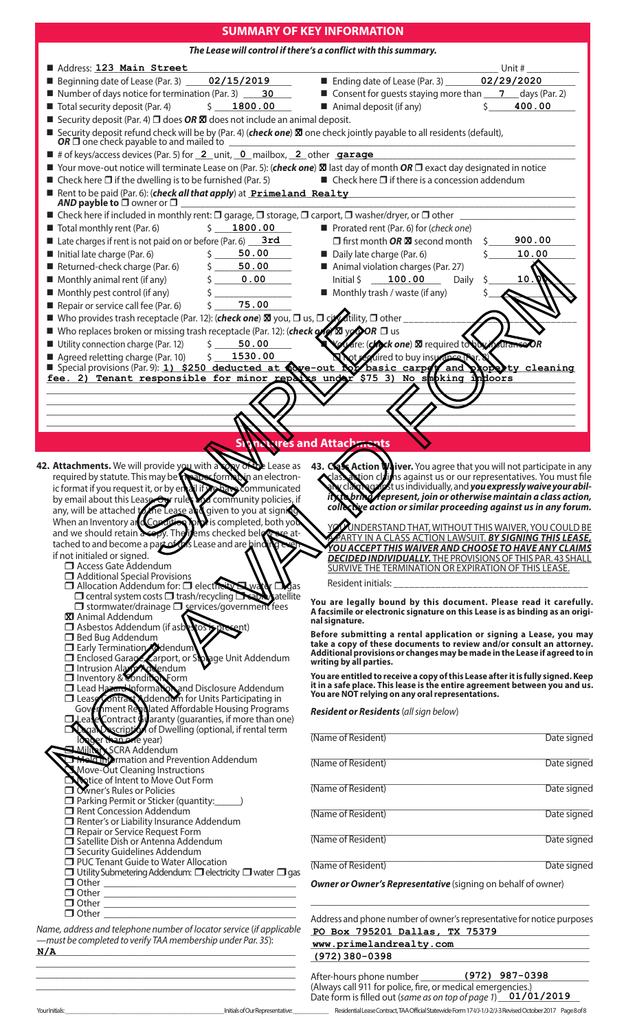## SUMMARY OF KEY INFORMATION

*The Lease will control if there's a conflict with this summary.*

- Address: **123 Main Street** Unit # \_\_\_\_\_\_
- Beginning date of Lease (Par. 3) **02/15/2019**
- Ending date of Lease (Par. 3) **02/29/2020**
- Number of days notice for termination (Par. 3) **30**
- Consent for guests staying more than **7** days (Par. 2)
- Total security deposit (Par. 4) $ **1800.00**
- Animal deposit (if any) $ **400.00**
- Security deposit (Par. 4) ☐ does **☒** does not include an animal deposit.
- Security deposit refund check will be by (Par. 4) (*check one*) ☒ one check jointly payable to all residents (default), *OR* ☐ one check payable to and mailed to \_\_\_\_\_\_
- # of keys/access devices (Par. 5) for **2** unit, **0** mailbox, **2** other **garage**
- Your move-out notice will terminate Lease on (Par. 5): (*check one*) ☒ last day of month *OR* ☐ exact day designated in notice
- Check here ☐ if the dwelling is to be furnished (Par. 5)
- Check here ☐ if there is a concession addendum
- Rent to be paid (Par. 6): (*check all that apply*) at **Primeland Realty** *AND* **payable to** ☐ owner or ☐ \_\_\_\_\_\_
- Check here if included in monthly rent: ☐ garage, ☐ storage, ☐ carport, ☐ washer/dryer, or ☐ other \_\_\_\_\_\_
- Total monthly rent (Par. 6) $ **1800.00**
- Prorated rent (Par. 6) for (*check one*) ☐ first month *OR* ☒ second month $ **900.00**
- Late charges if rent is not paid on or before (Par. 6) **3rd**
- Initial late charge (Par. 6) $ **50.00**
- Daily late charge (Par. 6) $ **10.00**
- Returned-check charge (Par. 6) $ **50.00**
- Animal violation charges (Par. 27) Initial $ **100.00** Daily $ **10.00**
- Monthly animal rent (if any) $ **0.00**
- Monthly pest control (if any) $ \_\_\_\_\_\_
- Monthly trash / waste (if any) $ \_\_\_\_\_\_
- Repair or service call fee (Par. 6) $ **75.00**
- Who provides trash receptacle (Par. 12): (*check one*) ☒ you, ☐ us, ☐ city/utility, ☐ other \_\_\_\_\_\_
- Who replaces broken or missing trash receptacle (Par. 12): (*check one*) ☒ you *OR* ☐ us
- Utility connection charge (Par. 12) $ **50.00**
- You are: (*check one*) ☒ required to buy insurance *OR* ☐ not required to buy insurance (Par. 8)
- Agreed reletting charge (Par. 10) $ **1530.00**
- Special provisions (Par. 9): **1) $250 deducted at move-out for basic carpet and property cleaning fee. 2) Tenant responsible for minor repairs under $75 3) No smoking indoors**

## Signatures and Attachments

**42. Attachments.** We will provide you with a copy of the Lease as required by statute. This may be in paper format, in an electronic format if you request it, or by email if we have communicated by email about this Lease. Our rules and community policies, if any, will be attached to the Lease and given to you at signing. When an Inventory and Condition form is completed, both you and we should retain a copy. The items checked below are attached to and become a part of this Lease and are binding even if not initialed or signed.

- ☐ Access Gate Addendum
- ☐ Additional Special Provisions
- ☐ Allocation Addendum for: ☐ electricity ☐ water ☐ gas ☐ central system costs ☐ trash/recycling ☐ cable/satellite ☐ stormwater/drainage ☐ services/government fees
- ☒ Animal Addendum
- ☐ Asbestos Addendum (if asbestos is present)
- ☐ Bed Bug Addendum
- ☐ Early Termination Addendum
- ☐ Enclosed Garage, Carport, or Storage Unit Addendum
- ☐ Intrusion Alarm Addendum
- ☐ Inventory & Condition Form
- ☐ Lead Hazard Information and Disclosure Addendum
- ☐ Lease Contract Addendum for Units Participating in Government Regulated Affordable Housing Programs
- ☐ Lease Contract Guaranty (guaranties, if more than one)
- ☐ Legal Description of Dwelling (optional, if rental term longer than one year)
- ☐ Military SCRA Addendum
- ☐ Mold Information and Prevention Addendum
- ☐ Move-Out Cleaning Instructions
- ☐ Notice of Intent to Move Out Form
- ☐ Owner's Rules or Policies
- ☐ Parking Permit or Sticker (quantity:\_\_\_\_\_)
- ☐ Rent Concession Addendum
- ☐ Renter's or Liability Insurance Addendum
- ☐ Repair or Service Request Form
- ☐ Satellite Dish or Antenna Addendum
- ☐ Security Guidelines Addendum
- ☐ PUC Tenant Guide to Water Allocation
- ☐ Utility Submetering Addendum: ☐ electricity ☐ water ☐ gas
- ☐ Other \_\_\_\_\_\_
- ☐ Other \_\_\_\_\_\_
- ☐ Other \_\_\_\_\_\_
- ☐ Other \_\_\_\_\_\_

*Name, address and telephone number of locator service (if applicable—must be completed to verify TAA membership under Par. 35):*
**N/A**

**43. Class Action Waiver.** You agree that you will not participate in any class action claims against us or our representatives. You must file any claim against us individually, and ***you expressly waive your ability to bring, represent, join or otherwise maintain a class action, collective action or similar proceeding against us in any forum.***

YOU UNDERSTAND THAT, WITHOUT THIS WAIVER, YOU COULD BE A PARTY IN A CLASS ACTION LAWSUIT. ***BY SIGNING THIS LEASE, YOU ACCEPT THIS WAIVER AND CHOOSE TO HAVE ANY CLAIMS DECIDED INDIVIDUALLY.*** THE PROVISIONS OF THIS PAR. 43 SHALL SURVIVE THE TERMINATION OR EXPIRATION OF THIS LEASE.

Resident initials: \_\_\_\_\_\_\_\_\_\_\_\_\_\_\_\_\_\_\_\_

**You are legally bound by this document. Please read it carefully. A facsimile or electronic signature on this Lease is as binding as an original signature.**

**Before submitting a rental application or signing a Lease, you may take a copy of these documents to review and/or consult an attorney. Additional provisions or changes may be made in the Lease if agreed to in writing by all parties.**

**You are entitled to receive a copy of this Lease after it is fully signed. Keep it in a safe place. This lease is the entire agreement between you and us. You are NOT relying on any oral representations.**

***Resident or Residents*** (*all sign below*)

| | |
|---|---|
| (Name of Resident) | Date signed |
| (Name of Resident) | Date signed |
| (Name of Resident) | Date signed |
| (Name of Resident) | Date signed |
| (Name of Resident) | Date signed |
| (Name of Resident) | Date signed |

***Owner or Owner's Representative*** (signing on behalf of owner)

\_\_\_\_\_\_\_\_\_\_\_\_\_\_\_\_\_\_\_\_

Address and phone number of owner's representative for notice purposes
**PO Box 795201 Dallas, TX 75379**
**www.primelandrealty.com**
**(972)380-0398**

After-hours phone number **(972) 987-0398**
(Always call 911 for police, fire, or medical emergencies.)
Date form is filled out (*same as on top of page 1*) **01/01/2019**

Your Initials: \_\_\_\_\_\_\_\_ Initials of Our Representative: \_\_\_\_\_\_\_\_ Residential Lease Contract, TAA Official Statewide Form 17-I/J-1/J-2/J-3 Revised October 2017